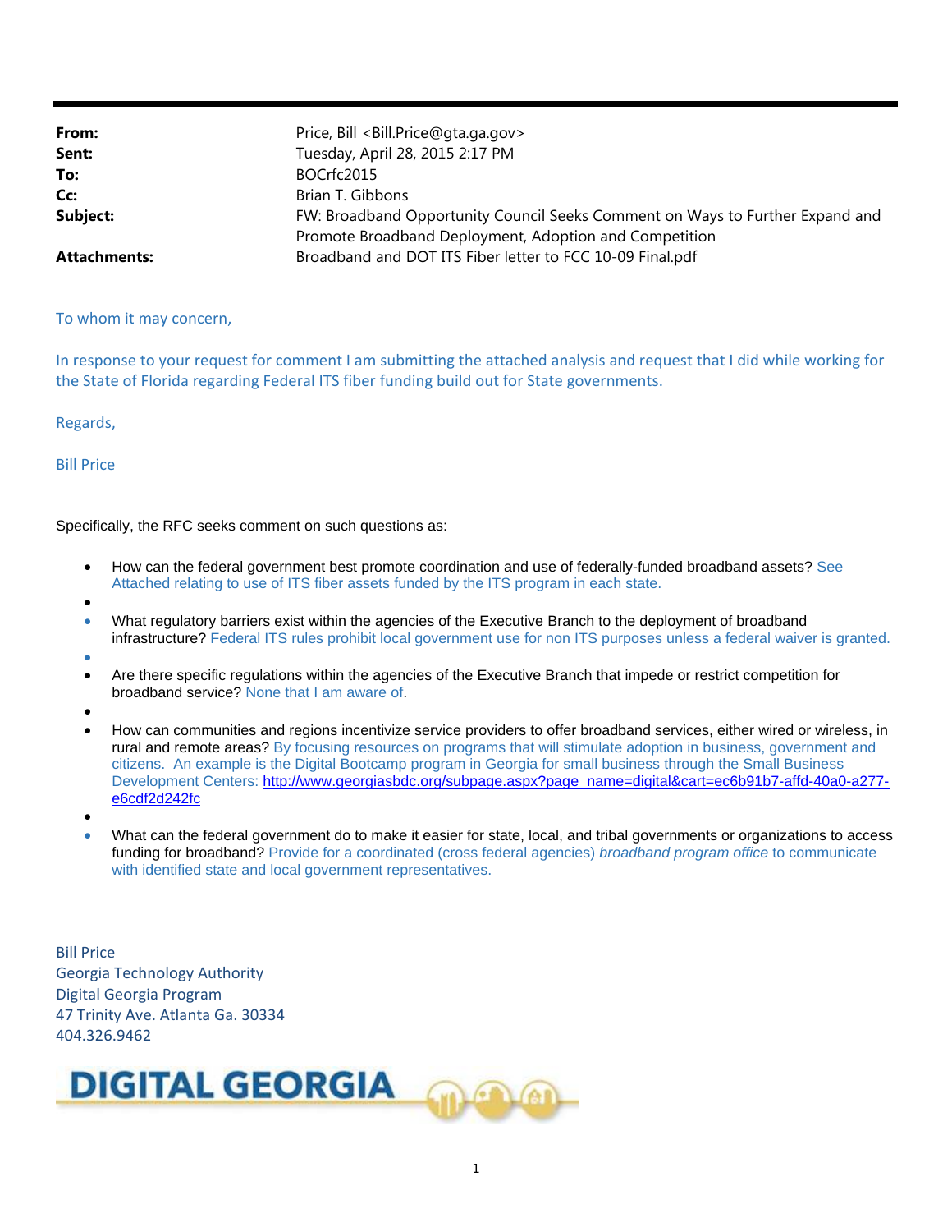| | |
|---|---|
| **From:** | Price, Bill <Bill.Price@gta.ga.gov> |
| **Sent:** | Tuesday, April 28, 2015 2:17 PM |
| **To:** | BOCrfc2015 |
| **Cc:** | Brian T. Gibbons |
| **Subject:** | FW: Broadband Opportunity Council Seeks Comment on Ways to Further Expand and Promote Broadband Deployment, Adoption and Competition |
| **Attachments:** | Broadband and DOT ITS Fiber letter to FCC 10-09 Final.pdf |

To whom it may concern,

In response to your request for comment I am submitting the attached analysis and request that I did while working for the State of Florida regarding Federal ITS fiber funding build out for State governments.

Regards,

Bill Price

Specifically, the RFC seeks comment on such questions as:

- How can the federal government best promote coordination and use of federally-funded broadband assets? See Attached relating to use of ITS fiber assets funded by the ITS program in each state.
- What regulatory barriers exist within the agencies of the Executive Branch to the deployment of broadband infrastructure? Federal ITS rules prohibit local government use for non ITS purposes unless a federal waiver is granted.
- Are there specific regulations within the agencies of the Executive Branch that impede or restrict competition for broadband service? None that I am aware of.
- How can communities and regions incentivize service providers to offer broadband services, either wired or wireless, in rural and remote areas? By focusing resources on programs that will stimulate adoption in business, government and citizens. An example is the Digital Bootcamp program in Georgia for small business through the Small Business Development Centers: http://www.georgiasbdc.org/subpage.aspx?page_name=digital&cart=ec6b91b7-affd-40a0-a277-e6cdf2d242fc
- What can the federal government do to make it easier for state, local, and tribal governments or organizations to access funding for broadband? Provide for a coordinated (cross federal agencies) *broadband program office* to communicate with identified state and local government representatives.

Bill Price
Georgia Technology Authority
Digital Georgia Program
47 Trinity Ave. Atlanta Ga. 30334
404.326.9462

DIGITAL GEORGIA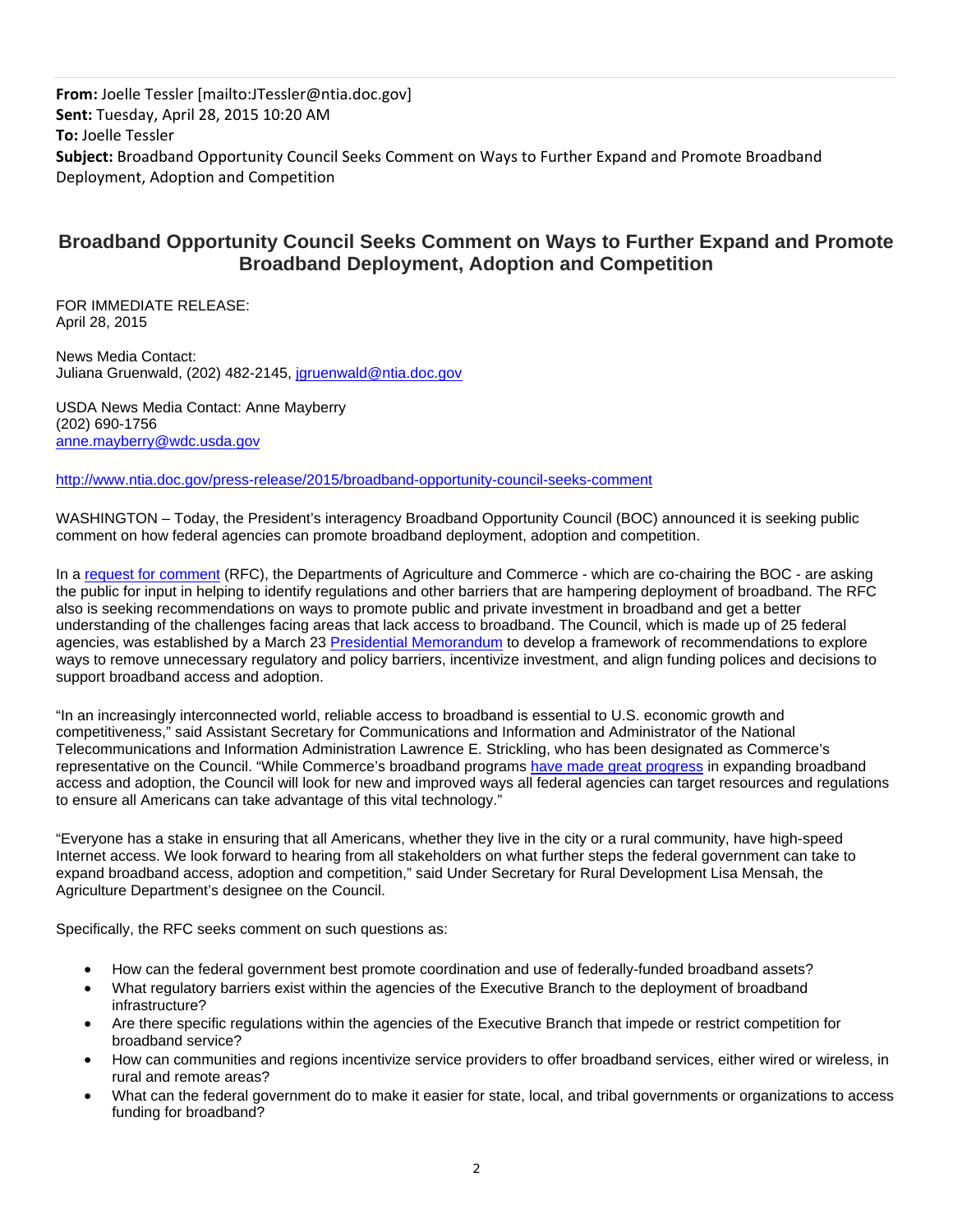**From:** Joelle Tessler [mailto:JTessler@ntia.doc.gov]
**Sent:** Tuesday, April 28, 2015 10:20 AM
**To:** Joelle Tessler
**Subject:** Broadband Opportunity Council Seeks Comment on Ways to Further Expand and Promote Broadband Deployment, Adoption and Competition

## Broadband Opportunity Council Seeks Comment on Ways to Further Expand and Promote Broadband Deployment, Adoption and Competition

FOR IMMEDIATE RELEASE:
April 28, 2015

News Media Contact:
Juliana Gruenwald, (202) 482-2145, jgruenwald@ntia.doc.gov

USDA News Media Contact: Anne Mayberry
(202) 690-1756
anne.mayberry@wdc.usda.gov

http://www.ntia.doc.gov/press-release/2015/broadband-opportunity-council-seeks-comment

WASHINGTON – Today, the President's interagency Broadband Opportunity Council (BOC) announced it is seeking public comment on how federal agencies can promote broadband deployment, adoption and competition.

In a request for comment (RFC), the Departments of Agriculture and Commerce - which are co-chairing the BOC - are asking the public for input in helping to identify regulations and other barriers that are hampering deployment of broadband. The RFC also is seeking recommendations on ways to promote public and private investment in broadband and get a better understanding of the challenges facing areas that lack access to broadband. The Council, which is made up of 25 federal agencies, was established by a March 23 Presidential Memorandum to develop a framework of recommendations to explore ways to remove unnecessary regulatory and policy barriers, incentivize investment, and align funding polices and decisions to support broadband access and adoption.

"In an increasingly interconnected world, reliable access to broadband is essential to U.S. economic growth and competitiveness," said Assistant Secretary for Communications and Information and Administrator of the National Telecommunications and Information Administration Lawrence E. Strickling, who has been designated as Commerce's representative on the Council. "While Commerce's broadband programs have made great progress in expanding broadband access and adoption, the Council will look for new and improved ways all federal agencies can target resources and regulations to ensure all Americans can take advantage of this vital technology."

"Everyone has a stake in ensuring that all Americans, whether they live in the city or a rural community, have high-speed Internet access. We look forward to hearing from all stakeholders on what further steps the federal government can take to expand broadband access, adoption and competition," said Under Secretary for Rural Development Lisa Mensah, the Agriculture Department's designee on the Council.

Specifically, the RFC seeks comment on such questions as:

- How can the federal government best promote coordination and use of federally-funded broadband assets?
- What regulatory barriers exist within the agencies of the Executive Branch to the deployment of broadband infrastructure?
- Are there specific regulations within the agencies of the Executive Branch that impede or restrict competition for broadband service?
- How can communities and regions incentivize service providers to offer broadband services, either wired or wireless, in rural and remote areas?
- What can the federal government do to make it easier for state, local, and tribal governments or organizations to access funding for broadband?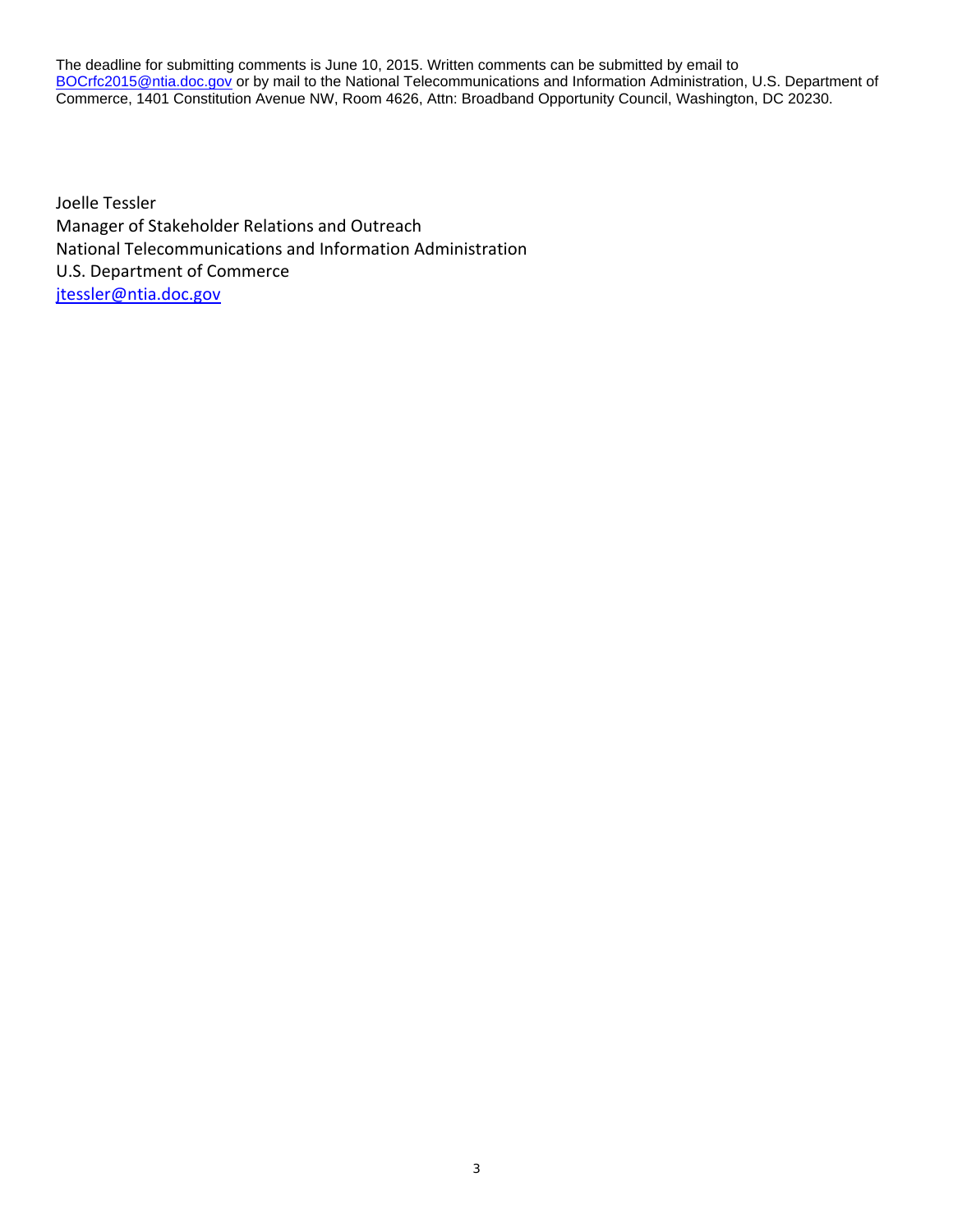The deadline for submitting comments is June 10, 2015. Written comments can be submitted by email to BOCrfc2015@ntia.doc.gov or by mail to the National Telecommunications and Information Administration, U.S. Department of Commerce, 1401 Constitution Avenue NW, Room 4626, Attn: Broadband Opportunity Council, Washington, DC 20230.

Joelle Tessler
Manager of Stakeholder Relations and Outreach
National Telecommunications and Information Administration
U.S. Department of Commerce
jtessler@ntia.doc.gov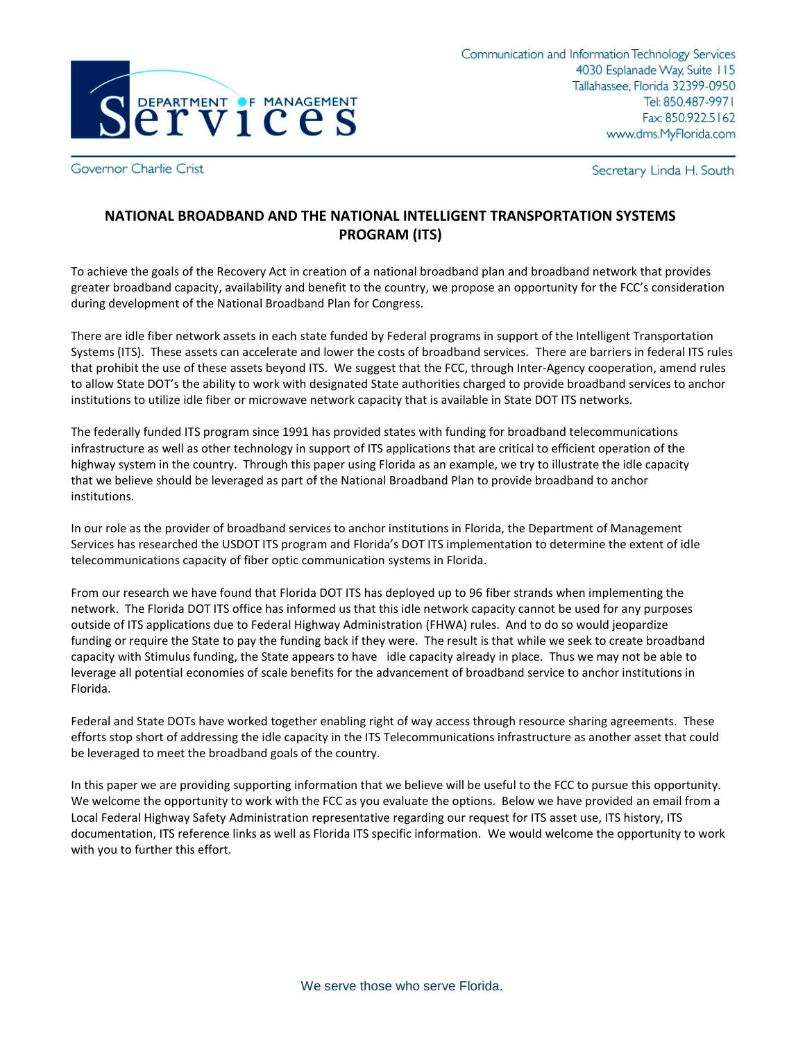Communication and Information Technology Services
4030 Esplanade Way, Suite 115
Tallahassee, Florida 32399-0950
Tel: 850.487-9971
Fax: 850.922.5162
www.dms.MyFlorida.com

Governor Charlie Crist

Secretary Linda H. South

## NATIONAL BROADBAND AND THE NATIONAL INTELLIGENT TRANSPORTATION SYSTEMS PROGRAM (ITS)

To achieve the goals of the Recovery Act in creation of a national broadband plan and broadband network that provides greater broadband capacity, availability and benefit to the country, we propose an opportunity for the FCC's consideration during development of the National Broadband Plan for Congress.

There are idle fiber network assets in each state funded by Federal programs in support of the Intelligent Transportation Systems (ITS). These assets can accelerate and lower the costs of broadband services. There are barriers in federal ITS rules that prohibit the use of these assets beyond ITS. We suggest that the FCC, through Inter-Agency cooperation, amend rules to allow State DOT's the ability to work with designated State authorities charged to provide broadband services to anchor institutions to utilize idle fiber or microwave network capacity that is available in State DOT ITS networks.

The federally funded ITS program since 1991 has provided states with funding for broadband telecommunications infrastructure as well as other technology in support of ITS applications that are critical to efficient operation of the highway system in the country. Through this paper using Florida as an example, we try to illustrate the idle capacity that we believe should be leveraged as part of the National Broadband Plan to provide broadband to anchor institutions.

In our role as the provider of broadband services to anchor institutions in Florida, the Department of Management Services has researched the USDOT ITS program and Florida's DOT ITS implementation to determine the extent of idle telecommunications capacity of fiber optic communication systems in Florida.

From our research we have found that Florida DOT ITS has deployed up to 96 fiber strands when implementing the network. The Florida DOT ITS office has informed us that this idle network capacity cannot be used for any purposes outside of ITS applications due to Federal Highway Administration (FHWA) rules. And to do so would jeopardize funding or require the State to pay the funding back if they were. The result is that while we seek to create broadband capacity with Stimulus funding, the State appears to have idle capacity already in place. Thus we may not be able to leverage all potential economies of scale benefits for the advancement of broadband service to anchor institutions in Florida.

Federal and State DOTs have worked together enabling right of way access through resource sharing agreements. These efforts stop short of addressing the idle capacity in the ITS Telecommunications infrastructure as another asset that could be leveraged to meet the broadband goals of the country.

In this paper we are providing supporting information that we believe will be useful to the FCC to pursue this opportunity. We welcome the opportunity to work with the FCC as you evaluate the options. Below we have provided an email from a Local Federal Highway Safety Administration representative regarding our request for ITS asset use, ITS history, ITS documentation, ITS reference links as well as Florida ITS specific information. We would welcome the opportunity to work with you to further this effort.

We serve those who serve Florida.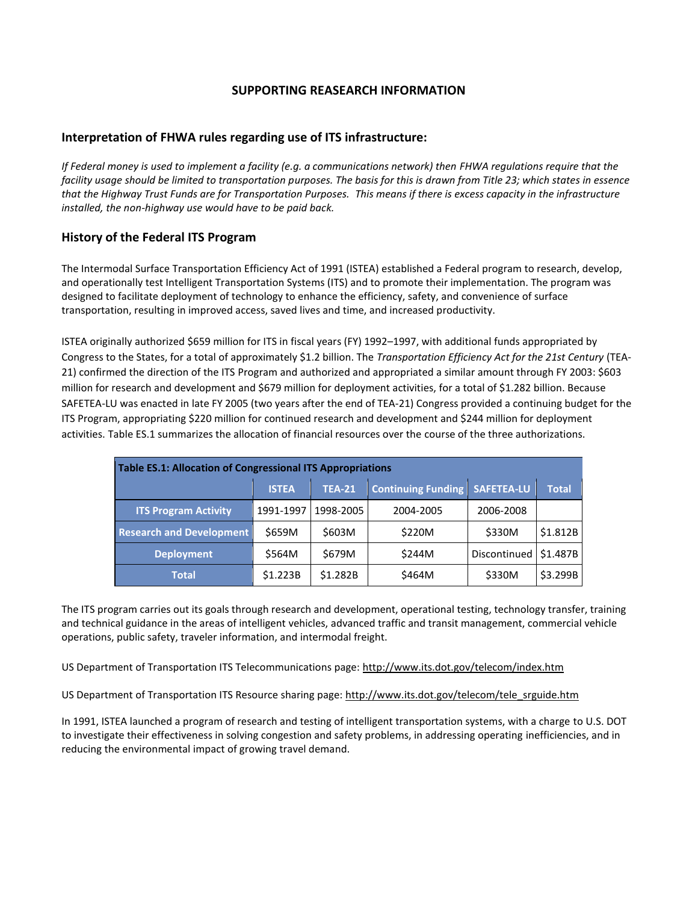## SUPPORTING REASEARCH INFORMATION

### Interpretation of FHWA rules regarding use of ITS infrastructure:

*If Federal money is used to implement a facility (e.g. a communications network) then FHWA regulations require that the facility usage should be limited to transportation purposes. The basis for this is drawn from Title 23; which states in essence that the Highway Trust Funds are for Transportation Purposes. This means if there is excess capacity in the infrastructure installed, the non-highway use would have to be paid back.*

### History of the Federal ITS Program

The Intermodal Surface Transportation Efficiency Act of 1991 (ISTEA) established a Federal program to research, develop, and operationally test Intelligent Transportation Systems (ITS) and to promote their implementation. The program was designed to facilitate deployment of technology to enhance the efficiency, safety, and convenience of surface transportation, resulting in improved access, saved lives and time, and increased productivity.

ISTEA originally authorized $659 million for ITS in fiscal years (FY) 1992–1997, with additional funds appropriated by Congress to the States, for a total of approximately $1.2 billion. The *Transportation Efficiency Act for the 21st Century* (TEA-21) confirmed the direction of the ITS Program and authorized and appropriated a similar amount through FY 2003: $603 million for research and development and $679 million for deployment activities, for a total of $1.282 billion. Because SAFETEA-LU was enacted in late FY 2005 (two years after the end of TEA-21) Congress provided a continuing budget for the ITS Program, appropriating $220 million for continued research and development and $244 million for deployment activities. Table ES.1 summarizes the allocation of financial resources over the course of the three authorizations.

**Table ES.1: Allocation of Congressional ITS Appropriations**

| | ISTEA | TEA-21 | Continuing Funding | SAFETEA-LU | Total |
|---|---|---|---|---|---|
| **ITS Program Activity** | 1991-1997 | 1998-2005 | 2004-2005 | 2006-2008 | |
| **Research and Development** | $659M | $603M | $220M | $330M | $1.812B |
| **Deployment** | $564M | $679M | $244M | Discontinued | $1.487B |
| **Total** | $1.223B | $1.282B | $464M | $330M | $3.299B |

The ITS program carries out its goals through research and development, operational testing, technology transfer, training and technical guidance in the areas of intelligent vehicles, advanced traffic and transit management, commercial vehicle operations, public safety, traveler information, and intermodal freight.

US Department of Transportation ITS Telecommunications page: http://www.its.dot.gov/telecom/index.htm

US Department of Transportation ITS Resource sharing page: http://www.its.dot.gov/telecom/tele_srguide.htm

In 1991, ISTEA launched a program of research and testing of intelligent transportation systems, with a charge to U.S. DOT to investigate their effectiveness in solving congestion and safety problems, in addressing operating inefficiencies, and in reducing the environmental impact of growing travel demand.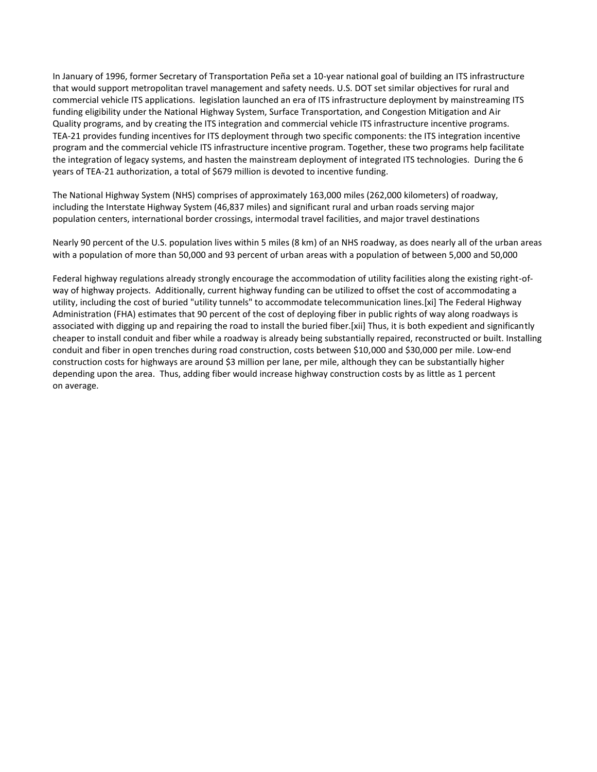In January of 1996, former Secretary of Transportation Peña set a 10-year national goal of building an ITS infrastructure that would support metropolitan travel management and safety needs. U.S. DOT set similar objectives for rural and commercial vehicle ITS applications.  legislation launched an era of ITS infrastructure deployment by mainstreaming ITS funding eligibility under the National Highway System, Surface Transportation, and Congestion Mitigation and Air Quality programs, and by creating the ITS integration and commercial vehicle ITS infrastructure incentive programs. TEA-21 provides funding incentives for ITS deployment through two specific components: the ITS integration incentive program and the commercial vehicle ITS infrastructure incentive program. Together, these two programs help facilitate the integration of legacy systems, and hasten the mainstream deployment of integrated ITS technologies.  During the 6 years of TEA-21 authorization, a total of $679 million is devoted to incentive funding.

The National Highway System (NHS) comprises of approximately 163,000 miles (262,000 kilometers) of roadway, including the Interstate Highway System (46,837 miles) and significant rural and urban roads serving major population centers, international border crossings, intermodal travel facilities, and major travel destinations

Nearly 90 percent of the U.S. population lives within 5 miles (8 km) of an NHS roadway, as does nearly all of the urban areas with a population of more than 50,000 and 93 percent of urban areas with a population of between 5,000 and 50,000

Federal highway regulations already strongly encourage the accommodation of utility facilities along the existing right-of-way of highway projects.  Additionally, current highway funding can be utilized to offset the cost of accommodating a utility, including the cost of buried "utility tunnels" to accommodate telecommunication lines.[xi] The Federal Highway Administration (FHA) estimates that 90 percent of the cost of deploying fiber in public rights of way along roadways is associated with digging up and repairing the road to install the buried fiber.[xii] Thus, it is both expedient and significantly cheaper to install conduit and fiber while a roadway is already being substantially repaired, reconstructed or built. Installing conduit and fiber in open trenches during road construction, costs between $10,000 and $30,000 per mile. Low-end construction costs for highways are around $3 million per lane, per mile, although they can be substantially higher depending upon the area.  Thus, adding fiber would increase highway construction costs by as little as 1 percent on average.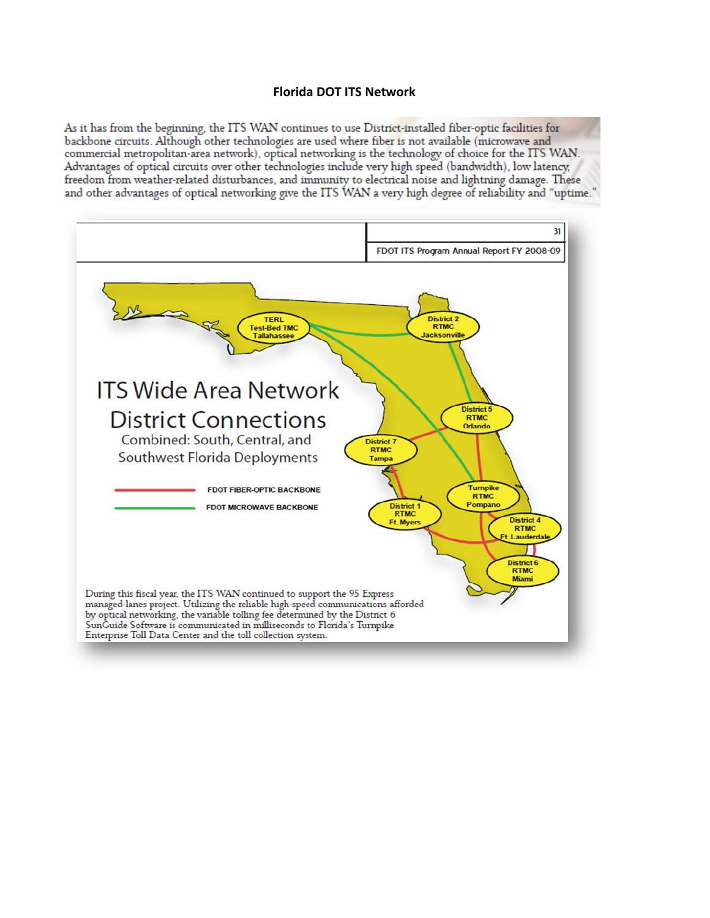# Florida DOT ITS Network

As it has from the beginning, the ITS WAN continues to use District-installed fiber-optic facilities for backbone circuits. Although other technologies are used where fiber is not available (microwave and commercial metropolitan-area network), optical networking is the technology of choice for the ITS WAN. Advantages of optical circuits over other technologies include very high speed (bandwidth), low latency, freedom from weather-related disturbances, and immunity to electrical noise and lightning damage. These and other advantages of optical networking give the ITS WAN a very high degree of reliability and "uptime."

FDOT ITS Program Annual Report FY 2008-09

## ITS Wide Area Network District Connections

Combined: South, Central, and Southwest Florida Deployments

- FDOT FIBER-OPTIC BACKBONE
- FDOT MICROWAVE BACKBONE

TERL Test-Bed TMC Tallahassee

District 2 RTMC Jacksonville

District 5 RTMC Orlando

District 7 RTMC Tampa

Turnpike RTMC Pompano

District 1 RTMC Ft. Myers

District 4 RTMC Ft. Lauderdale

District 6 RTMC Miami

During this fiscal year, the ITS WAN continued to support the 95 Express managed-lanes project. Utilizing the reliable high-speed communications afforded by optical networking, the variable tolling fee determined by the District 6 SunGuide Software is communicated in milliseconds to Florida's Turnpike Enterprise Toll Data Center and the toll collection system.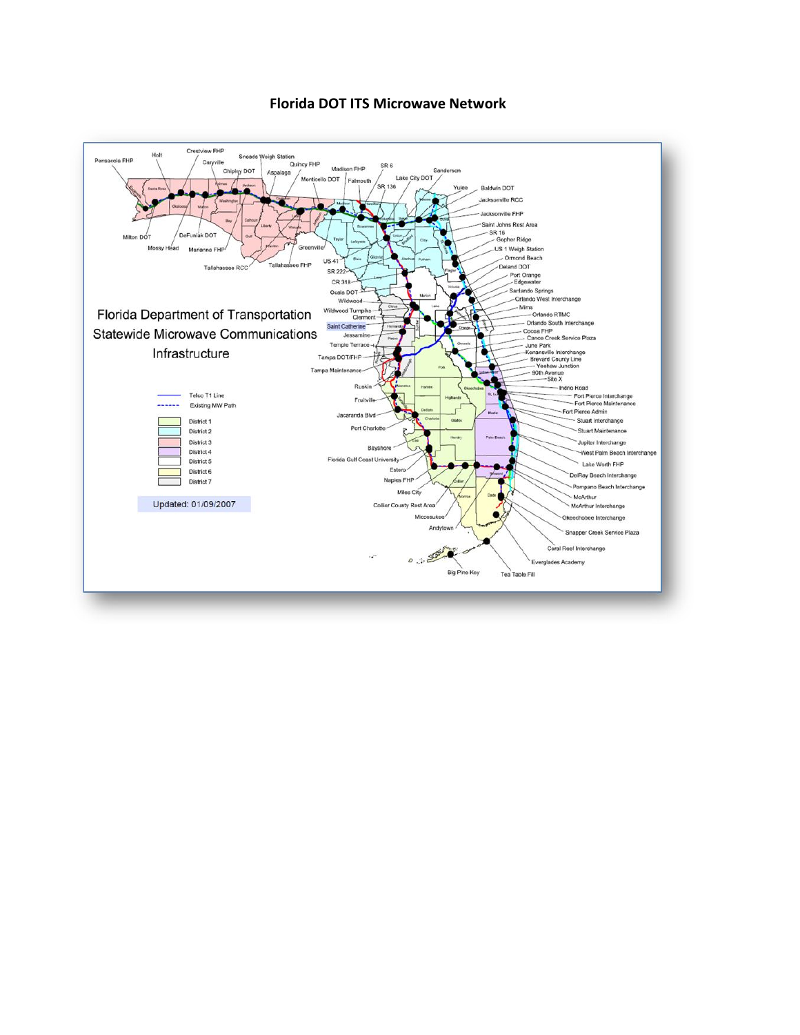## Florida DOT ITS Microwave Network

Florida Department of Transportation Statewide Microwave Communications Infrastructure

Telco T1 Line
Existing MW Path

District 1
District 2
District 3
District 4
District 5
District 6
District 7

Updated: 01/09/2007

Pensacola FHP, Holt, Crestview FHP, Caryville, Chipley DOT, Sneads Weigh Station, Aspalaga, Quincy FHP, Monticello DOT, Madison FHP, Falmouth, SR 6, SR 136, Lake City DOT, Sanderson, Yulee, Baldwin DOT, Jacksonville RCC, Jacksonville FHP, Saint Johns Rest Area, SR 16, Gopher Ridge, US 1 Weigh Station, Ormond Beach, Deland DOT, Port Orange, Edgewater, Sanlando Springs, Orlando West Interchange, Mims, Orlando RTMC, Orlando South Interchange, Cocoa FHP, Canoe Creek Service Plaza, June Park, Kenansville Interchange, Brevard County Line, Yeehaw Junction, 90th Avenue, Site X, Indrio Road, Fort Pierce Interchange, Fort Pierce Maintenance, Fort Pierce Admin, Stuart Interchange, Stuart Maintenance, Jupiter Interchange, West Palm Beach Interchange, Lake Worth FHP, DelRay Beach Interchange, Pompano Beach Interchange, McArthur, McArthur Interchange, Okeechobee Interchange, Snapper Creek Service Plaza, Coral Reef Interchange, Everglades Academy, Tea Table Fill, Big Pine Key, Andytown, Miccosukee, Collier County Rest Area, Miles City, Naples FHP, Estero, Florida Gulf Coast University, Bayshore, Port Charlotte, Jacaranda Blvd, Fruitville, Ruskin, Tampa Maintenance, Tampa DOT/FHP, Temple Terrace, Jessamine, Saint Catherine, Clermont, Wildwood Turnpike, Wildwood, Ocala DOT, CR 318, SR 222, US 41, Tallahassee FHP, Greenville, Tallahassee RCC, Marianna FHP, Mossy Head, DeFuniak DOT, Milton DOT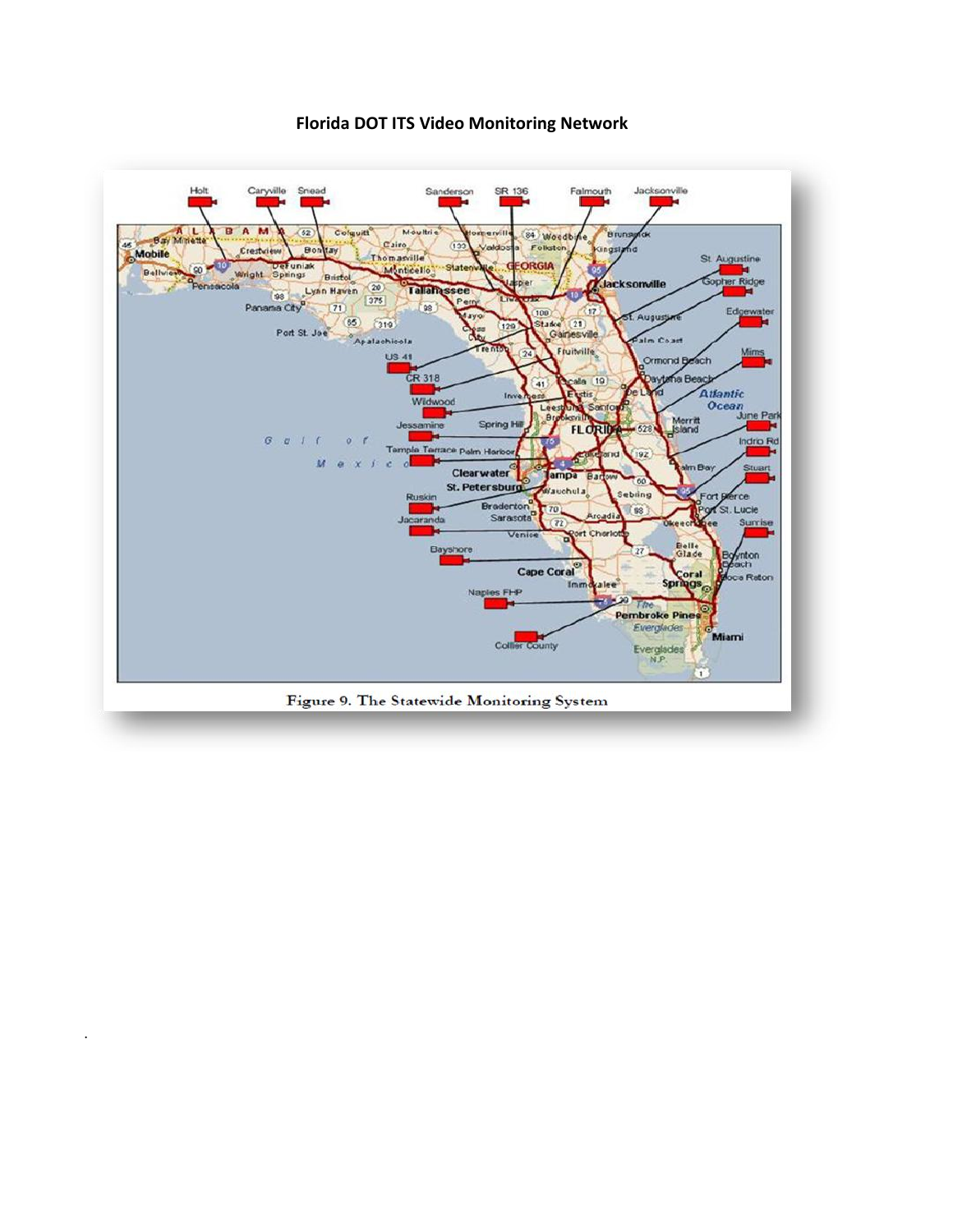**Florida DOT ITS Video Monitoring Network**

Figure 9. The Statewide Monitoring System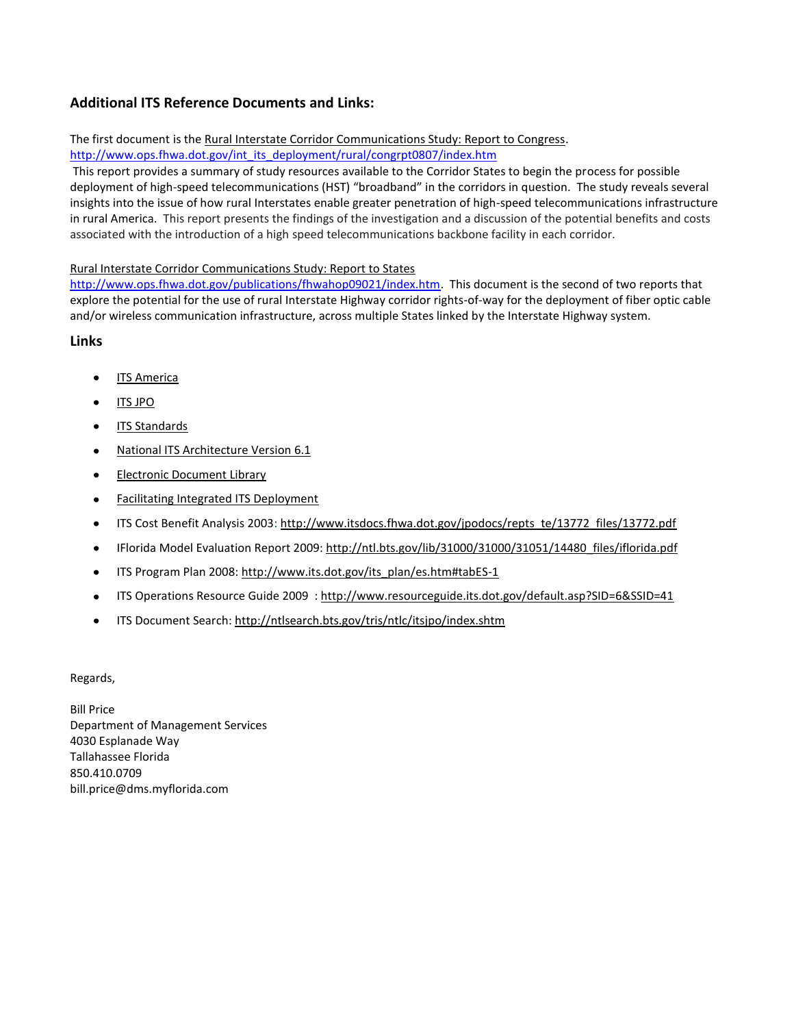### Additional ITS Reference Documents and Links:

The first document is the Rural Interstate Corridor Communications Study: Report to Congress.
http://www.ops.fhwa.dot.gov/int_its_deployment/rural/congrpt0807/index.htm
This report provides a summary of study resources available to the Corridor States to begin the process for possible deployment of high-speed telecommunications (HST) "broadband" in the corridors in question. The study reveals several insights into the issue of how rural Interstates enable greater penetration of high-speed telecommunications infrastructure in rural America. This report presents the findings of the investigation and a discussion of the potential benefits and costs associated with the introduction of a high speed telecommunications backbone facility in each corridor.

Rural Interstate Corridor Communications Study: Report to States
http://www.ops.fhwa.dot.gov/publications/fhwahop09021/index.htm. This document is the second of two reports that explore the potential for the use of rural Interstate Highway corridor rights-of-way for the deployment of fiber optic cable and/or wireless communication infrastructure, across multiple States linked by the Interstate Highway system.

### Links

- ITS America
- ITS JPO
- ITS Standards
- National ITS Architecture Version 6.1
- Electronic Document Library
- Facilitating Integrated ITS Deployment
- ITS Cost Benefit Analysis 2003: http://www.itsdocs.fhwa.dot.gov/jpodocs/repts_te/13772_files/13772.pdf
- IFlorida Model Evaluation Report 2009: http://ntl.bts.gov/lib/31000/31000/31051/14480_files/iflorida.pdf
- ITS Program Plan 2008: http://www.its.dot.gov/its_plan/es.htm#tabES-1
- ITS Operations Resource Guide 2009 : http://www.resourceguide.its.dot.gov/default.asp?SID=6&SSID=41
- ITS Document Search: http://ntlsearch.bts.gov/tris/ntlc/itsjpo/index.shtm

Regards,

Bill Price
Department of Management Services
4030 Esplanade Way
Tallahassee Florida
850.410.0709
bill.price@dms.myflorida.com